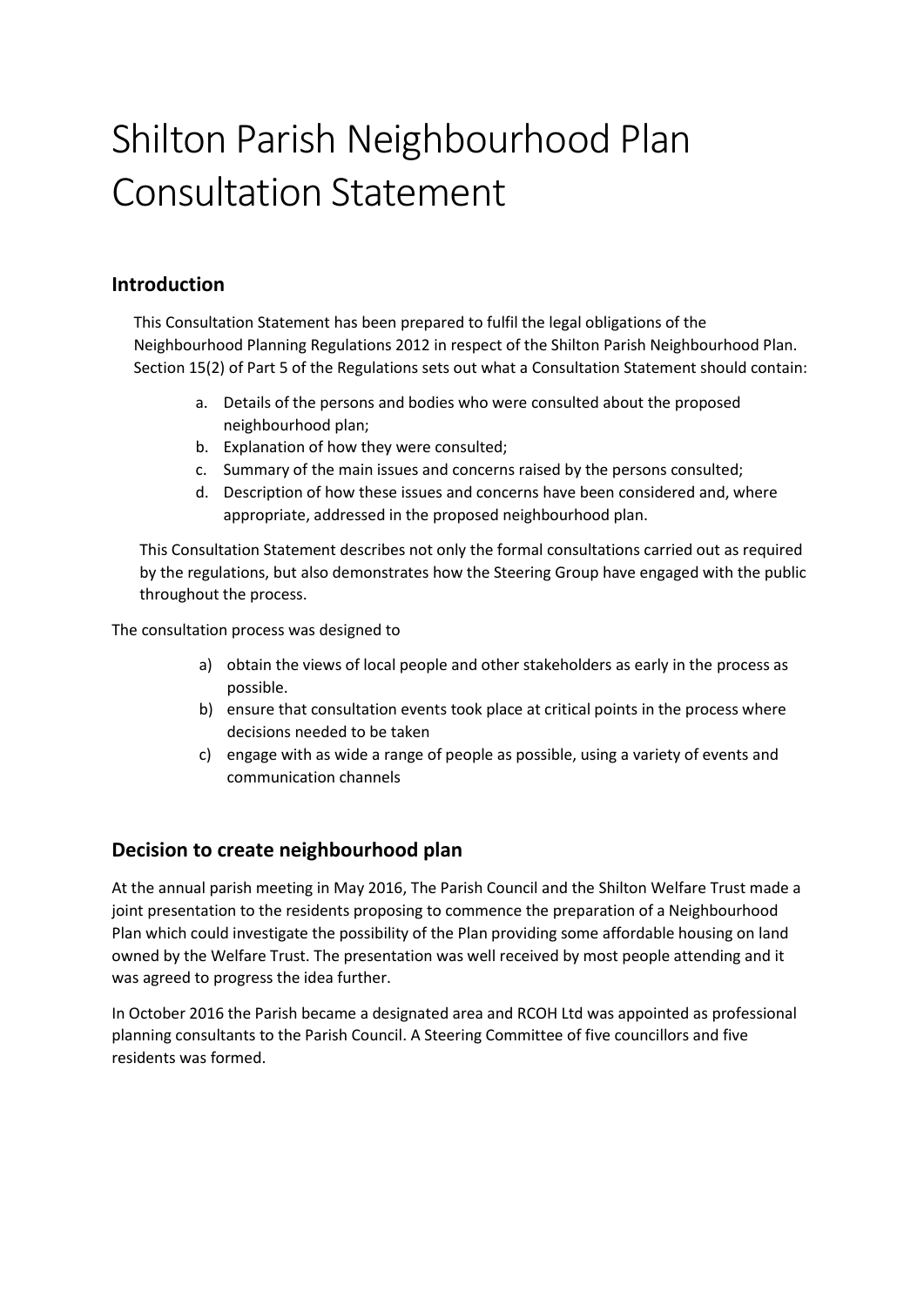# Shilton Parish Neighbourhood Plan Consultation Statement

## Introduction

This Consultation Statement has been prepared to fulfil the legal obligations of the Neighbourhood Planning Regulations 2012 in respect of the Shilton Parish Neighbourhood Plan. Section 15(2) of Part 5 of the Regulations sets out what a Consultation Statement should contain:

a. Details of the persons and bodies who were consulted about the proposed neighbourhood plan;
b. Explanation of how they were consulted;
c. Summary of the main issues and concerns raised by the persons consulted;
d. Description of how these issues and concerns have been considered and, where appropriate, addressed in the proposed neighbourhood plan.

This Consultation Statement describes not only the formal consultations carried out as required by the regulations, but also demonstrates how the Steering Group have engaged with the public throughout the process.

The consultation process was designed to

a) obtain the views of local people and other stakeholders as early in the process as possible.
b) ensure that consultation events took place at critical points in the process where decisions needed to be taken
c) engage with as wide a range of people as possible, using a variety of events and communication channels

## Decision to create neighbourhood plan

At the annual parish meeting in May 2016, The Parish Council and the Shilton Welfare Trust made a joint presentation to the residents proposing to commence the preparation of a Neighbourhood Plan which could investigate the possibility of the Plan providing some affordable housing on land owned by the Welfare Trust. The presentation was well received by most people attending and it was agreed to progress the idea further.

In October 2016 the Parish became a designated area and RCOH Ltd was appointed as professional planning consultants to the Parish Council. A Steering Committee of five councillors and five residents was formed.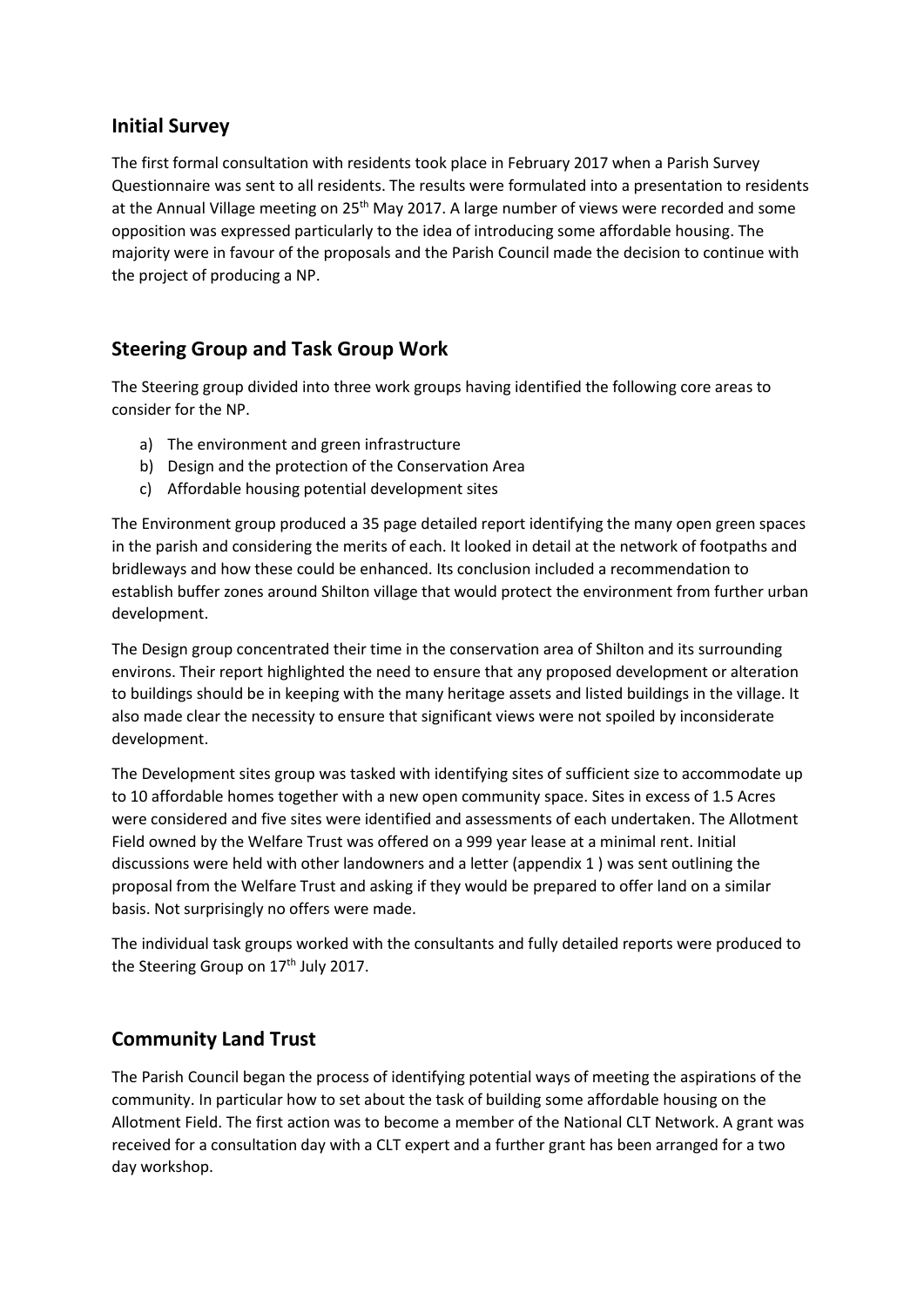## Initial Survey

The first formal consultation with residents took place in February 2017 when a Parish Survey Questionnaire was sent to all residents. The results were formulated into a presentation to residents at the Annual Village meeting on 25th May 2017. A large number of views were recorded and some opposition was expressed particularly to the idea of introducing some affordable housing. The majority were in favour of the proposals and the Parish Council made the decision to continue with the project of producing a NP.

## Steering Group and Task Group Work

The Steering group divided into three work groups having identified the following core areas to consider for the NP.

a) The environment and green infrastructure
b) Design and the protection of the Conservation Area
c) Affordable housing potential development sites

The Environment group produced a 35 page detailed report identifying the many open green spaces in the parish and considering the merits of each. It looked in detail at the network of footpaths and bridleways and how these could be enhanced. Its conclusion included a recommendation to establish buffer zones around Shilton village that would protect the environment from further urban development.

The Design group concentrated their time in the conservation area of Shilton and its surrounding environs. Their report highlighted the need to ensure that any proposed development or alteration to buildings should be in keeping with the many heritage assets and listed buildings in the village. It also made clear the necessity to ensure that significant views were not spoiled by inconsiderate development.

The Development sites group was tasked with identifying sites of sufficient size to accommodate up to 10 affordable homes together with a new open community space. Sites in excess of 1.5 Acres were considered and five sites were identified and assessments of each undertaken. The Allotment Field owned by the Welfare Trust was offered on a 999 year lease at a minimal rent. Initial discussions were held with other landowners and a letter (appendix 1 ) was sent outlining the proposal from the Welfare Trust and asking if they would be prepared to offer land on a similar basis. Not surprisingly no offers were made.

The individual task groups worked with the consultants and fully detailed reports were produced to the Steering Group on 17th July 2017.

## Community Land Trust

The Parish Council began the process of identifying potential ways of meeting the aspirations of the community. In particular how to set about the task of building some affordable housing on the Allotment Field. The first action was to become a member of the National CLT Network. A grant was received for a consultation day with a CLT expert and a further grant has been arranged for a two day workshop.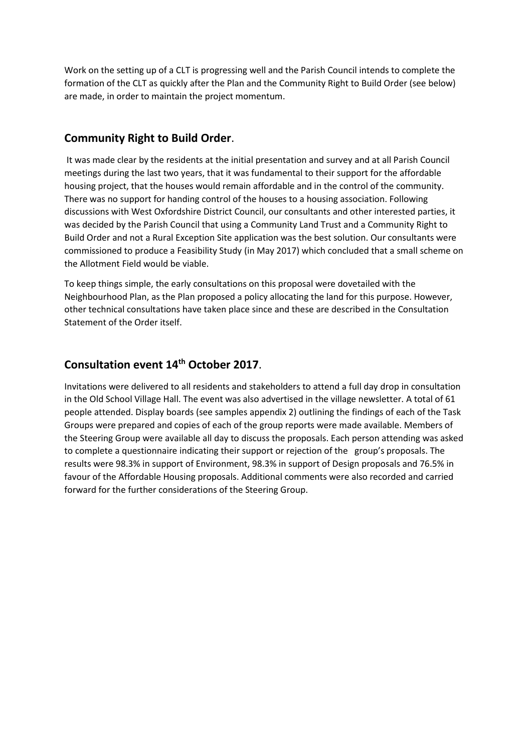Work on the setting up of a CLT is progressing well and the Parish Council intends to complete the formation of the CLT as quickly after the Plan and the Community Right to Build Order (see below) are made, in order to maintain the project momentum.

## **Community Right to Build Order**.

It was made clear by the residents at the initial presentation and survey and at all Parish Council meetings during the last two years, that it was fundamental to their support for the affordable housing project, that the houses would remain affordable and in the control of the community. There was no support for handing control of the houses to a housing association. Following discussions with West Oxfordshire District Council, our consultants and other interested parties, it was decided by the Parish Council that using a Community Land Trust and a Community Right to Build Order and not a Rural Exception Site application was the best solution. Our consultants were commissioned to produce a Feasibility Study (in May 2017) which concluded that a small scheme on the Allotment Field would be viable.

To keep things simple, the early consultations on this proposal were dovetailed with the Neighbourhood Plan, as the Plan proposed a policy allocating the land for this purpose. However, other technical consultations have taken place since and these are described in the Consultation Statement of the Order itself.

## **Consultation event 14th October 2017**.

Invitations were delivered to all residents and stakeholders to attend a full day drop in consultation in the Old School Village Hall. The event was also advertised in the village newsletter. A total of 61 people attended. Display boards (see samples appendix 2) outlining the findings of each of the Task Groups were prepared and copies of each of the group reports were made available. Members of the Steering Group were available all day to discuss the proposals. Each person attending was asked to complete a questionnaire indicating their support or rejection of the group's proposals. The results were 98.3% in support of Environment, 98.3% in support of Design proposals and 76.5% in favour of the Affordable Housing proposals. Additional comments were also recorded and carried forward for the further considerations of the Steering Group.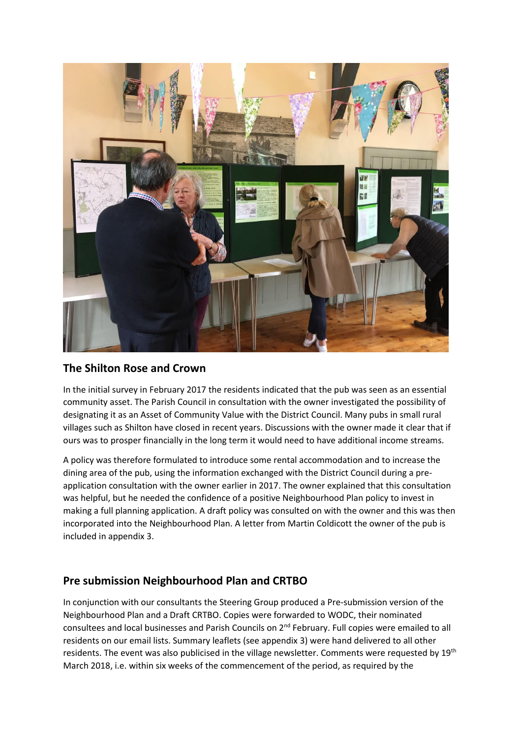## The Shilton Rose and Crown

In the initial survey in February 2017 the residents indicated that the pub was seen as an essential community asset. The Parish Council in consultation with the owner investigated the possibility of designating it as an Asset of Community Value with the District Council. Many pubs in small rural villages such as Shilton have closed in recent years. Discussions with the owner made it clear that if ours was to prosper financially in the long term it would need to have additional income streams.

A policy was therefore formulated to introduce some rental accommodation and to increase the dining area of the pub, using the information exchanged with the District Council during a pre-application consultation with the owner earlier in 2017. The owner explained that this consultation was helpful, but he needed the confidence of a positive Neighbourhood Plan policy to invest in making a full planning application. A draft policy was consulted on with the owner and this was then incorporated into the Neighbourhood Plan. A letter from Martin Coldicott the owner of the pub is included in appendix 3.

## Pre submission Neighbourhood Plan and CRTBO

In conjunction with our consultants the Steering Group produced a Pre-submission version of the Neighbourhood Plan and a Draft CRTBO. Copies were forwarded to WODC, their nominated consultees and local businesses and Parish Councils on 2nd February. Full copies were emailed to all residents on our email lists. Summary leaflets (see appendix 3) were hand delivered to all other residents. The event was also publicised in the village newsletter. Comments were requested by 19th March 2018, i.e. within six weeks of the commencement of the period, as required by the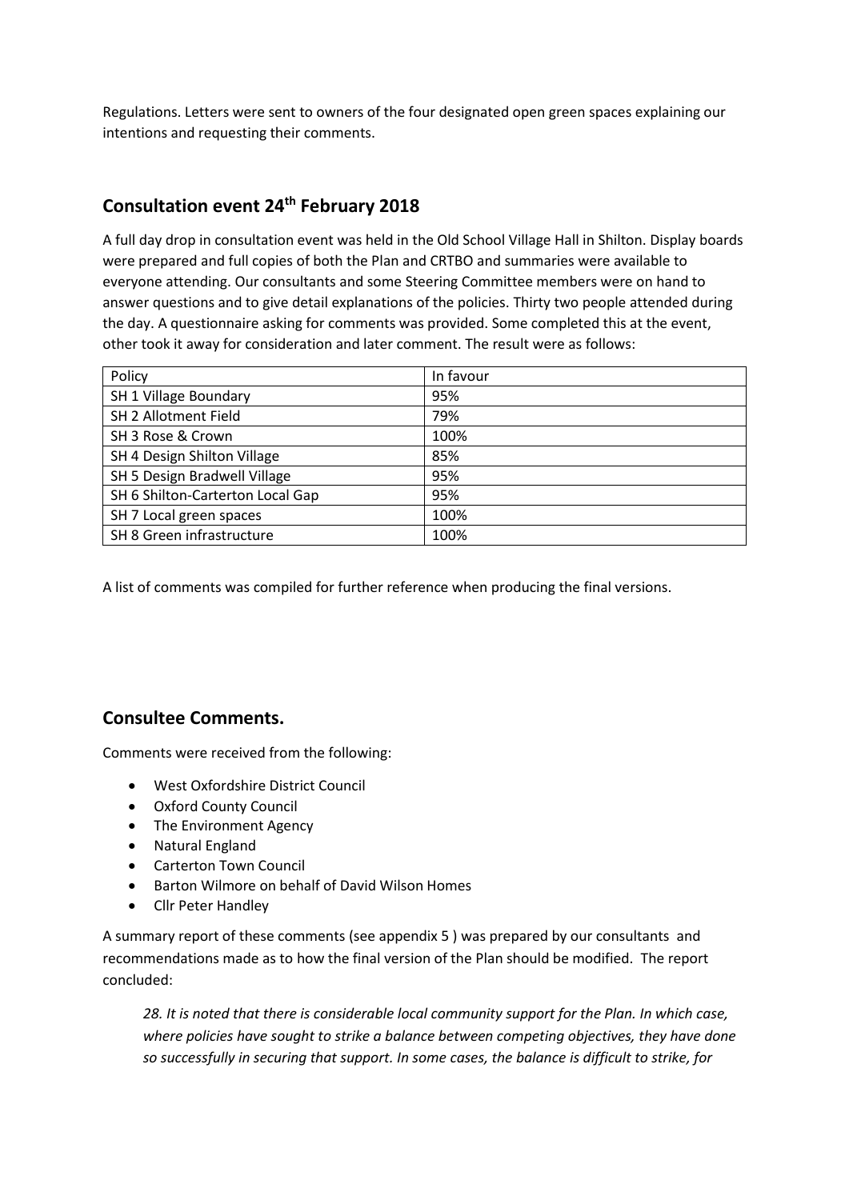Regulations. Letters were sent to owners of the four designated open green spaces explaining our intentions and requesting their comments.

## Consultation event 24th February 2018

A full day drop in consultation event was held in the Old School Village Hall in Shilton. Display boards were prepared and full copies of both the Plan and CRTBO and summaries were available to everyone attending. Our consultants and some Steering Committee members were on hand to answer questions and to give detail explanations of the policies. Thirty two people attended during the day. A questionnaire asking for comments was provided. Some completed this at the event, other took it away for consideration and later comment. The result were as follows:

| Policy | In favour |
|---|---|
| SH 1 Village Boundary | 95% |
| SH 2 Allotment Field | 79% |
| SH 3 Rose & Crown | 100% |
| SH 4 Design Shilton Village | 85% |
| SH 5 Design Bradwell Village | 95% |
| SH 6 Shilton-Carterton Local Gap | 95% |
| SH 7 Local green spaces | 100% |
| SH 8 Green infrastructure | 100% |

A list of comments was compiled for further reference when producing the final versions.

## Consultee Comments.

Comments were received from the following:

- West Oxfordshire District Council
- Oxford County Council
- The Environment Agency
- Natural England
- Carterton Town Council
- Barton Wilmore on behalf of David Wilson Homes
- Cllr Peter Handley

A summary report of these comments (see appendix 5 ) was prepared by our consultants and recommendations made as to how the final version of the Plan should be modified. The report concluded:

> *28. It is noted that there is considerable local community support for the Plan. In which case, where policies have sought to strike a balance between competing objectives, they have done so successfully in securing that support. In some cases, the balance is difficult to strike, for*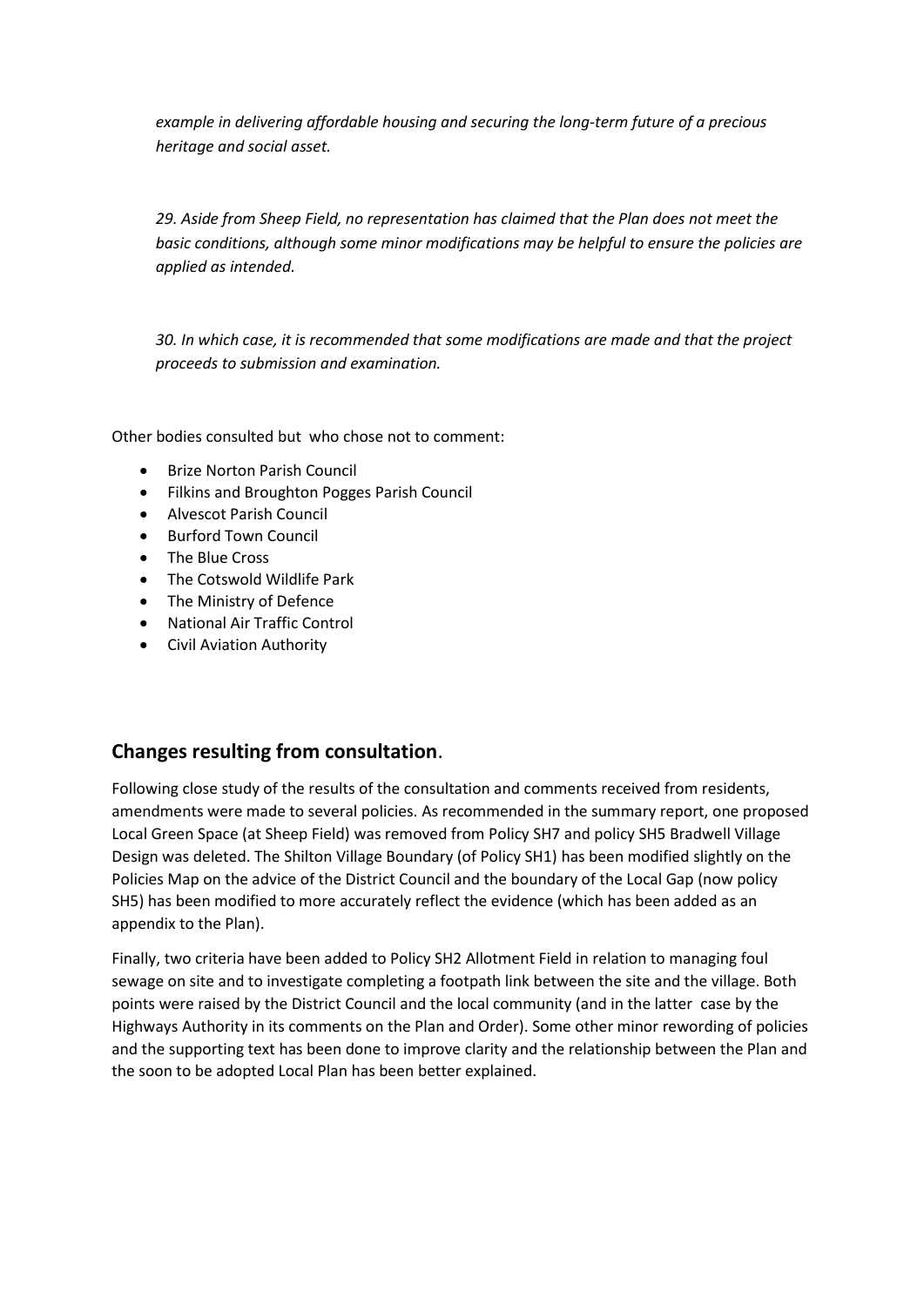*example in delivering affordable housing and securing the long-term future of a precious heritage and social asset.*

*29. Aside from Sheep Field, no representation has claimed that the Plan does not meet the basic conditions, although some minor modifications may be helpful to ensure the policies are applied as intended.*

*30. In which case, it is recommended that some modifications are made and that the project proceeds to submission and examination.*

Other bodies consulted but who chose not to comment:

- Brize Norton Parish Council
- Filkins and Broughton Pogges Parish Council
- Alvescot Parish Council
- Burford Town Council
- The Blue Cross
- The Cotswold Wildlife Park
- The Ministry of Defence
- National Air Traffic Control
- Civil Aviation Authority

## Changes resulting from consultation.

Following close study of the results of the consultation and comments received from residents, amendments were made to several policies. As recommended in the summary report, one proposed Local Green Space (at Sheep Field) was removed from Policy SH7 and policy SH5 Bradwell Village Design was deleted. The Shilton Village Boundary (of Policy SH1) has been modified slightly on the Policies Map on the advice of the District Council and the boundary of the Local Gap (now policy SH5) has been modified to more accurately reflect the evidence (which has been added as an appendix to the Plan).

Finally, two criteria have been added to Policy SH2 Allotment Field in relation to managing foul sewage on site and to investigate completing a footpath link between the site and the village. Both points were raised by the District Council and the local community (and in the latter case by the Highways Authority in its comments on the Plan and Order). Some other minor rewording of policies and the supporting text has been done to improve clarity and the relationship between the Plan and the soon to be adopted Local Plan has been better explained.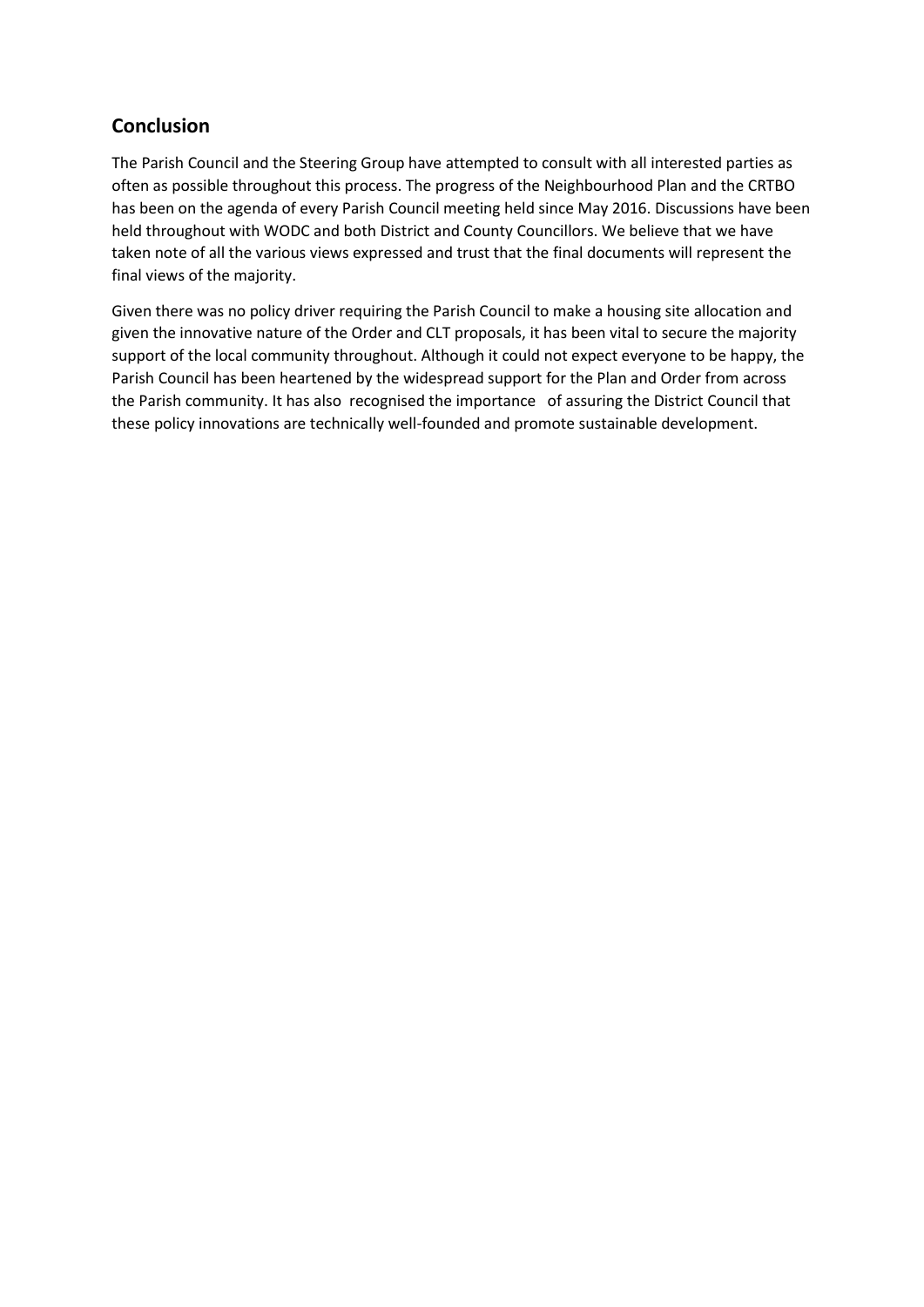## Conclusion

The Parish Council and the Steering Group have attempted to consult with all interested parties as often as possible throughout this process. The progress of the Neighbourhood Plan and the CRTBO has been on the agenda of every Parish Council meeting held since May 2016. Discussions have been held throughout with WODC and both District and County Councillors. We believe that we have taken note of all the various views expressed and trust that the final documents will represent the final views of the majority.

Given there was no policy driver requiring the Parish Council to make a housing site allocation and given the innovative nature of the Order and CLT proposals, it has been vital to secure the majority support of the local community throughout. Although it could not expect everyone to be happy, the Parish Council has been heartened by the widespread support for the Plan and Order from across the Parish community. It has also recognised the importance of assuring the District Council that these policy innovations are technically well-founded and promote sustainable development.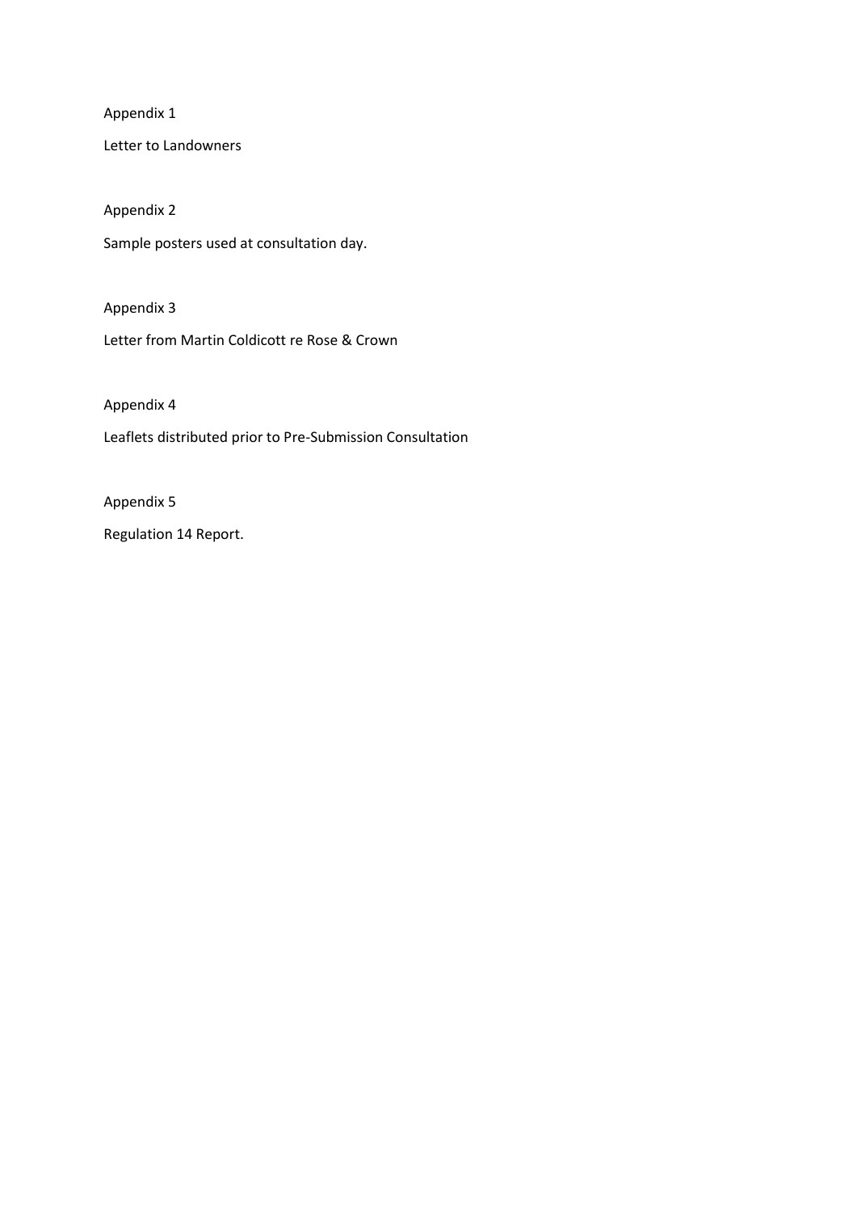Appendix 1

Letter to Landowners

Appendix 2

Sample posters used at consultation day.

Appendix 3

Letter from Martin Coldicott re Rose & Crown

Appendix 4

Leaflets distributed prior to Pre-Submission Consultation

Appendix 5

Regulation 14 Report.